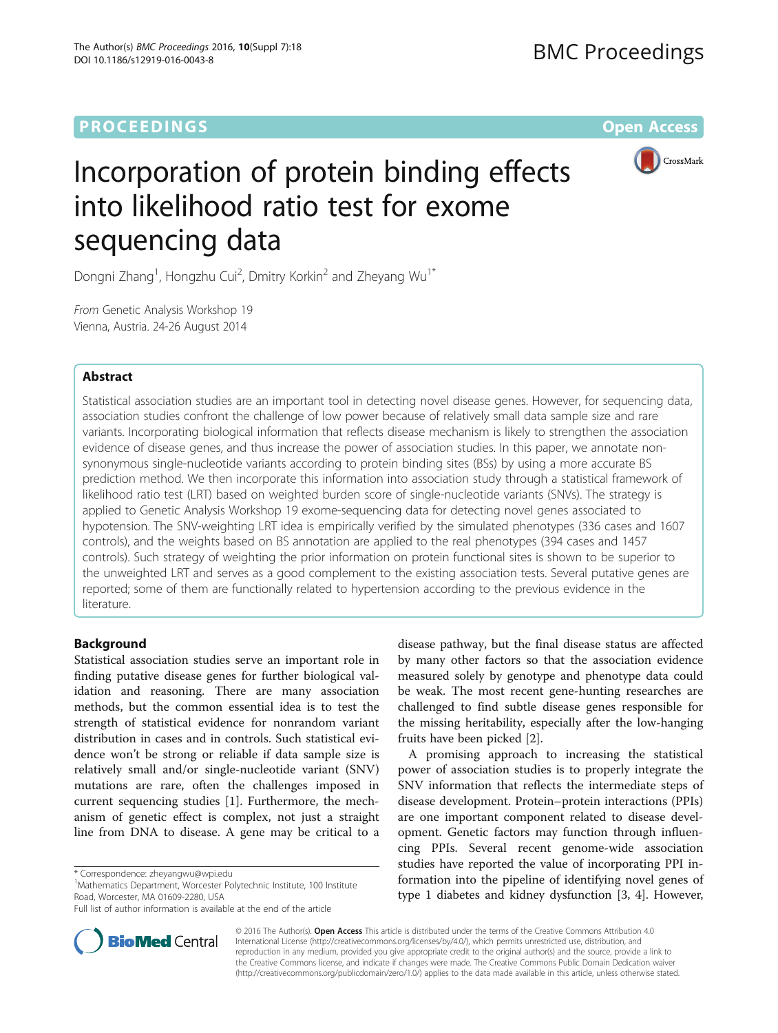PROCEEDINGS

Open Access

# Incorporation of protein binding effects into likelihood ratio test for exome sequencing data

Dongni Zhang[1], Hongzhu Cui[2], Dmitry Korkin[2] and Zheyang Wu[1*]

*From* Genetic Analysis Workshop 19
Vienna, Austria. 24-26 August 2014

## Abstract

Statistical association studies are an important tool in detecting novel disease genes. However, for sequencing data, association studies confront the challenge of low power because of relatively small data sample size and rare variants. Incorporating biological information that reflects disease mechanism is likely to strengthen the association evidence of disease genes, and thus increase the power of association studies. In this paper, we annotate non-synonymous single-nucleotide variants according to protein binding sites (BSs) by using a more accurate BS prediction method. We then incorporate this information into association study through a statistical framework of likelihood ratio test (LRT) based on weighted burden score of single-nucleotide variants (SNVs). The strategy is applied to Genetic Analysis Workshop 19 exome-sequencing data for detecting novel genes associated to hypotension. The SNV-weighting LRT idea is empirically verified by the simulated phenotypes (336 cases and 1607 controls), and the weights based on BS annotation are applied to the real phenotypes (394 cases and 1457 controls). Such strategy of weighting the prior information on protein functional sites is shown to be superior to the unweighted LRT and serves as a good complement to the existing association tests. Several putative genes are reported; some of them are functionally related to hypertension according to the previous evidence in the literature.

## Background

Statistical association studies serve an important role in finding putative disease genes for further biological validation and reasoning. There are many association methods, but the common essential idea is to test the strength of statistical evidence for nonrandom variant distribution in cases and in controls. Such statistical evidence won't be strong or reliable if data sample size is relatively small and/or single-nucleotide variant (SNV) mutations are rare, often the challenges imposed in current sequencing studies [1]. Furthermore, the mechanism of genetic effect is complex, not just a straight line from DNA to disease. A gene may be critical to a disease pathway, but the final disease status are affected by many other factors so that the association evidence measured solely by genotype and phenotype data could be weak. The most recent gene-hunting researches are challenged to find subtle disease genes responsible for the missing heritability, especially after the low-hanging fruits have been picked [2].

A promising approach to increasing the statistical power of association studies is to properly integrate the SNV information that reflects the intermediate steps of disease development. Protein–protein interactions (PPIs) are one important component related to disease development. Genetic factors may function through influencing PPIs. Several recent genome-wide association studies have reported the value of incorporating PPI information into the pipeline of identifying novel genes of type 1 diabetes and kidney dysfunction [3, 4]. However,

\* Correspondence: zheyangwu@wpi.edu
[1]Mathematics Department, Worcester Polytechnic Institute, 100 Institute Road, Worcester, MA 01609-2280, USA
Full list of author information is available at the end of the article

© 2016 The Author(s). **Open Access** This article is distributed under the terms of the Creative Commons Attribution 4.0 International License (http://creativecommons.org/licenses/by/4.0/), which permits unrestricted use, distribution, and reproduction in any medium, provided you give appropriate credit to the original author(s) and the source, provide a link to the Creative Commons license, and indicate if changes were made. The Creative Commons Public Domain Dedication waiver (http://creativecommons.org/publicdomain/zero/1.0/) applies to the data made available in this article, unless otherwise stated.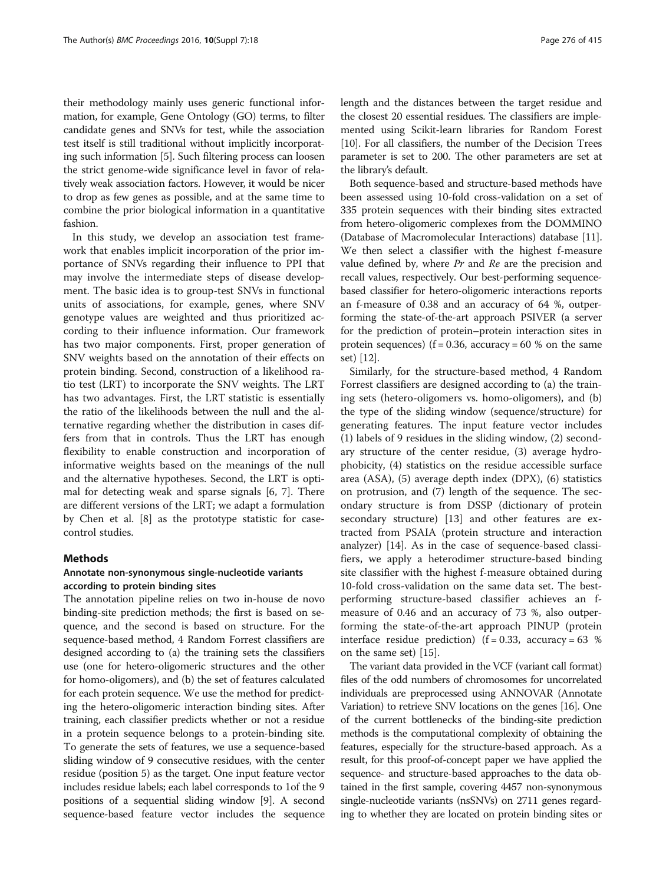their methodology mainly uses generic functional information, for example, Gene Ontology (GO) terms, to filter candidate genes and SNVs for test, while the association test itself is still traditional without implicitly incorporating such information [5]. Such filtering process can loosen the strict genome-wide significance level in favor of relatively weak association factors. However, it would be nicer to drop as few genes as possible, and at the same time to combine the prior biological information in a quantitative fashion.

In this study, we develop an association test framework that enables implicit incorporation of the prior importance of SNVs regarding their influence to PPI that may involve the intermediate steps of disease development. The basic idea is to group-test SNVs in functional units of associations, for example, genes, where SNV genotype values are weighted and thus prioritized according to their influence information. Our framework has two major components. First, proper generation of SNV weights based on the annotation of their effects on protein binding. Second, construction of a likelihood ratio test (LRT) to incorporate the SNV weights. The LRT has two advantages. First, the LRT statistic is essentially the ratio of the likelihoods between the null and the alternative regarding whether the distribution in cases differs from that in controls. Thus the LRT has enough flexibility to enable construction and incorporation of informative weights based on the meanings of the null and the alternative hypotheses. Second, the LRT is optimal for detecting weak and sparse signals [6, 7]. There are different versions of the LRT; we adapt a formulation by Chen et al. [8] as the prototype statistic for case-control studies.

## Methods

### Annotate non-synonymous single-nucleotide variants according to protein binding sites

The annotation pipeline relies on two in-house de novo binding-site prediction methods; the first is based on sequence, and the second is based on structure. For the sequence-based method, 4 Random Forrest classifiers are designed according to (a) the training sets the classifiers use (one for hetero-oligomeric structures and the other for homo-oligomers), and (b) the set of features calculated for each protein sequence. We use the method for predicting the hetero-oligomeric interaction binding sites. After training, each classifier predicts whether or not a residue in a protein sequence belongs to a protein-binding site. To generate the sets of features, we use a sequence-based sliding window of 9 consecutive residues, with the center residue (position 5) as the target. One input feature vector includes residue labels; each label corresponds to 1of the 9 positions of a sequential sliding window [9]. A second sequence-based feature vector includes the sequence length and the distances between the target residue and the closest 20 essential residues. The classifiers are implemented using Scikit-learn libraries for Random Forest [10]. For all classifiers, the number of the Decision Trees parameter is set to 200. The other parameters are set at the library's default.

Both sequence-based and structure-based methods have been assessed using 10-fold cross-validation on a set of 335 protein sequences with their binding sites extracted from hetero-oligomeric complexes from the DOMMINO (Database of Macromolecular Interactions) database [11]. We then select a classifier with the highest f-measure value defined by, where *Pr* and *Re* are the precision and recall values, respectively. Our best-performing sequence-based classifier for hetero-oligomeric interactions reports an f-measure of 0.38 and an accuracy of 64 %, outperforming the state-of-the-art approach PSIVER (a server for the prediction of protein–protein interaction sites in protein sequences) ($f = 0.36$, accuracy = 60 % on the same set) [12].

Similarly, for the structure-based method, 4 Random Forrest classifiers are designed according to (a) the training sets (hetero-oligomers vs. homo-oligomers), and (b) the type of the sliding window (sequence/structure) for generating features. The input feature vector includes (1) labels of 9 residues in the sliding window, (2) secondary structure of the center residue, (3) average hydrophobicity, (4) statistics on the residue accessible surface area (ASA), (5) average depth index (DPX), (6) statistics on protrusion, and (7) length of the sequence. The secondary structure is from DSSP (dictionary of protein secondary structure) [13] and other features are extracted from PSAIA (protein structure and interaction analyzer) [14]. As in the case of sequence-based classifiers, we apply a heterodimer structure-based binding site classifier with the highest f-measure obtained during 10-fold cross-validation on the same data set. The best-performing structure-based classifier achieves an f-measure of 0.46 and an accuracy of 73 %, also outperforming the state-of-the-art approach PINUP (protein interface residue prediction) ($f = 0.33$, accuracy = 63 % on the same set) [15].

The variant data provided in the VCF (variant call format) files of the odd numbers of chromosomes for uncorrelated individuals are preprocessed using ANNOVAR (Annotate Variation) to retrieve SNV locations on the genes [16]. One of the current bottlenecks of the binding-site prediction methods is the computational complexity of obtaining the features, especially for the structure-based approach. As a result, for this proof-of-concept paper we have applied the sequence- and structure-based approaches to the data obtained in the first sample, covering 4457 non-synonymous single-nucleotide variants (nsSNVs) on 2711 genes regarding to whether they are located on protein binding sites or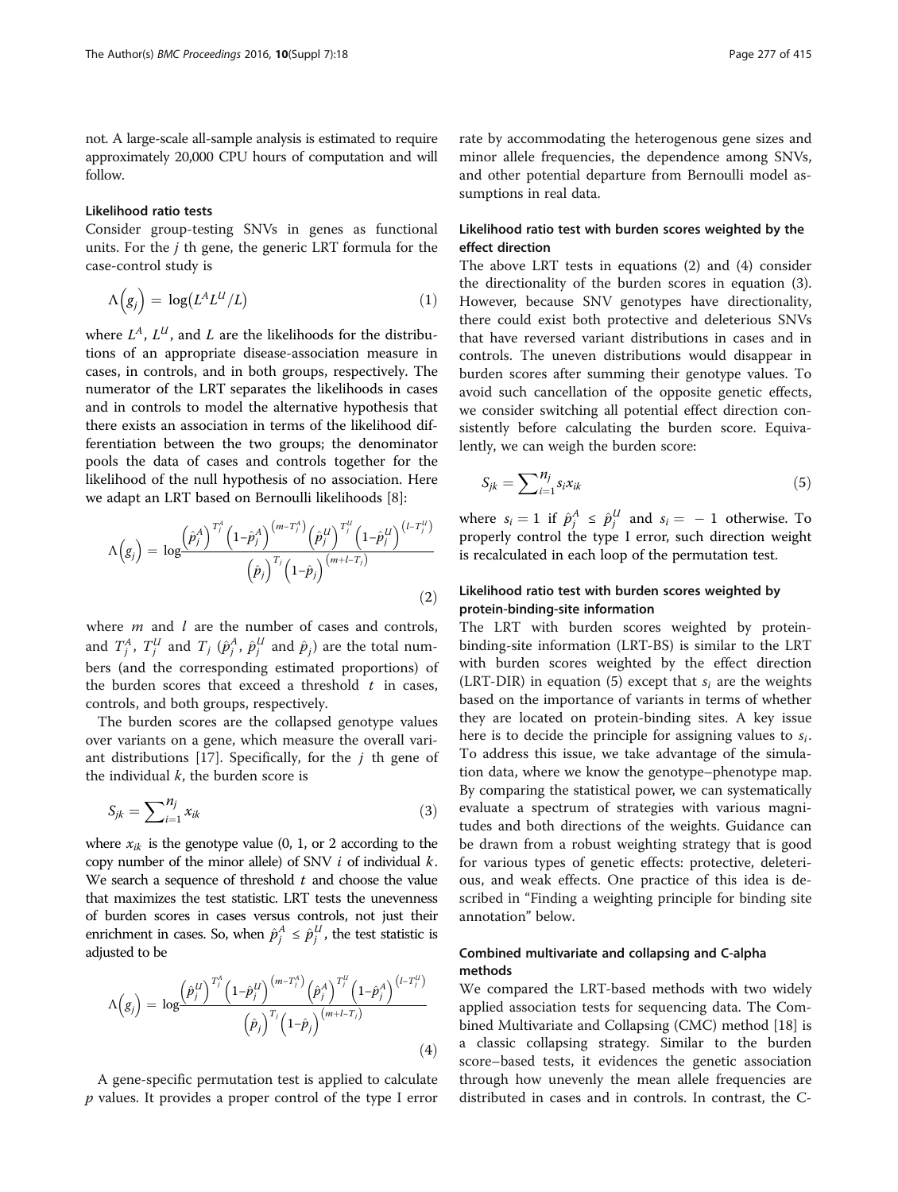not. A large-scale all-sample analysis is estimated to require approximately 20,000 CPU hours of computation and will follow.

#### Likelihood ratio tests

Consider group-testing SNVs in genes as functional units. For the $j$ th gene, the generic LRT formula for the case-control study is

$$\Lambda\left(g_j\right) = \log\left(L^A L^U / L\right) \tag{1}$$

where $L^A$, $L^U$, and $L$ are the likelihoods for the distributions of an appropriate disease-association measure in cases, in controls, and in both groups, respectively. The numerator of the LRT separates the likelihoods in cases and in controls to model the alternative hypothesis that there exists an association in terms of the likelihood differentiation between the two groups; the denominator pools the data of cases and controls together for the likelihood of the null hypothesis of no association. Here we adapt an LRT based on Bernoulli likelihoods [8]:

$$\Lambda\left(g_j\right) = \log \frac{\left(\hat{p}_j^A\right)^{T_j^A}\left(1-\hat{p}_j^A\right)^{\left(m-T_j^A\right)}\left(\hat{p}_j^U\right)^{T_j^U}\left(1-\hat{p}_j^U\right)^{\left(l-T_j^U\right)}}{\left(\hat{p}_j\right)^{T_j}\left(1-\hat{p}_j\right)^{\left(m+l-T_j\right)}} \tag{2}$$

where $m$ and $l$ are the number of cases and controls, and $T_j^A$, $T_j^U$ and $T_j$ ($\hat{p}_j^A$, $\hat{p}_j^U$ and $\hat{p}_j$) are the total numbers (and the corresponding estimated proportions) of the burden scores that exceed a threshold $t$ in cases, controls, and both groups, respectively.

The burden scores are the collapsed genotype values over variants on a gene, which measure the overall variant distributions [17]. Specifically, for the $j$ th gene of the individual $k$, the burden score is

$$S_{jk} = \sum_{i=1}^{n_j} x_{ik} \tag{3}$$

where $x_{ik}$ is the genotype value (0, 1, or 2 according to the copy number of the minor allele) of SNV $i$ of individual $k$. We search a sequence of threshold $t$ and choose the value that maximizes the test statistic. LRT tests the unevenness of burden scores in cases versus controls, not just their enrichment in cases. So, when $\hat{p}_j^A \le \hat{p}_j^U$, the test statistic is adjusted to be

$$\Lambda\left(g_j\right) = \log \frac{\left(\hat{p}_j^U\right)^{T_j^A}\left(1-\hat{p}_j^U\right)^{\left(m-T_j^A\right)}\left(\hat{p}_j^A\right)^{T_j^U}\left(1-\hat{p}_j^A\right)^{\left(l-T_j^U\right)}}{\left(\hat{p}_j\right)^{T_j}\left(1-\hat{p}_j\right)^{\left(m+l-T_j\right)}} \tag{4}$$

A gene-specific permutation test is applied to calculate $p$ values. It provides a proper control of the type I error rate by accommodating the heterogenous gene sizes and minor allele frequencies, the dependence among SNVs, and other potential departure from Bernoulli model assumptions in real data.

#### Likelihood ratio test with burden scores weighted by the effect direction

The above LRT tests in equations (2) and (4) consider the directionality of the burden scores in equation (3). However, because SNV genotypes have directionality, there could exist both protective and deleterious SNVs that have reversed variant distributions in cases and in controls. The uneven distributions would disappear in burden scores after summing their genotype values. To avoid such cancellation of the opposite genetic effects, we consider switching all potential effect direction consistently before calculating the burden score. Equivalently, we can weigh the burden score:

$$S_{jk} = \sum_{i=1}^{n_j} s_i x_{ik} \tag{5}$$

where $s_i = 1$ if $\hat{p}_j^A \le \hat{p}_j^U$ and $s_i = -1$ otherwise. To properly control the type I error, such direction weight is recalculated in each loop of the permutation test.

#### Likelihood ratio test with burden scores weighted by protein-binding-site information

The LRT with burden scores weighted by protein-binding-site information (LRT-BS) is similar to the LRT with burden scores weighted by the effect direction (LRT-DIR) in equation (5) except that $s_i$ are the weights based on the importance of variants in terms of whether they are located on protein-binding sites. A key issue here is to decide the principle for assigning values to $s_i$. To address this issue, we take advantage of the simulation data, where we know the genotype–phenotype map. By comparing the statistical power, we can systematically evaluate a spectrum of strategies with various magnitudes and both directions of the weights. Guidance can be drawn from a robust weighting strategy that is good for various types of genetic effects: protective, deleterious, and weak effects. One practice of this idea is described in "Finding a weighting principle for binding site annotation" below.

#### Combined multivariate and collapsing and C-alpha methods

We compared the LRT-based methods with two widely applied association tests for sequencing data. The Combined Multivariate and Collapsing (CMC) method [18] is a classic collapsing strategy. Similar to the burden score–based tests, it evidences the genetic association through how unevenly the mean allele frequencies are distributed in cases and in controls. In contrast, the C-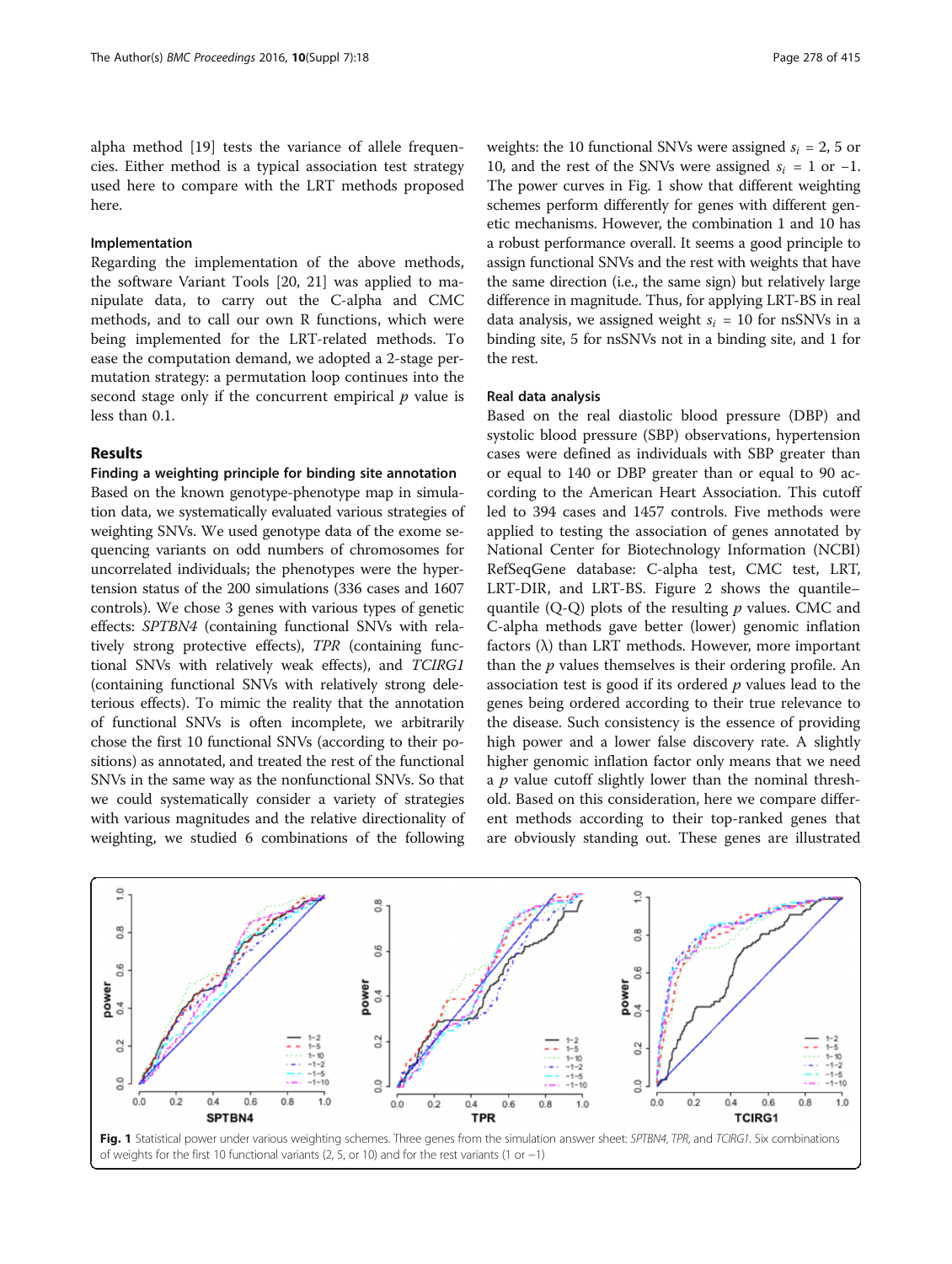alpha method [19] tests the variance of allele frequencies. Either method is a typical association test strategy used here to compare with the LRT methods proposed here.

### Implementation

Regarding the implementation of the above methods, the software Variant Tools [20, 21] was applied to manipulate data, to carry out the C-alpha and CMC methods, and to call our own R functions, which were being implemented for the LRT-related methods. To ease the computation demand, we adopted a 2-stage permutation strategy: a permutation loop continues into the second stage only if the concurrent empirical $p$ value is less than 0.1.

## Results

### Finding a weighting principle for binding site annotation

Based on the known genotype-phenotype map in simulation data, we systematically evaluated various strategies of weighting SNVs. We used genotype data of the exome sequencing variants on odd numbers of chromosomes for uncorrelated individuals; the phenotypes were the hypertension status of the 200 simulations (336 cases and 1607 controls). We chose 3 genes with various types of genetic effects: *SPTBN4* (containing functional SNVs with relatively strong protective effects), *TPR* (containing functional SNVs with relatively weak effects), and *TCIRG1* (containing functional SNVs with relatively strong deleterious effects). To mimic the reality that the annotation of functional SNVs is often incomplete, we arbitrarily chose the first 10 functional SNVs (according to their positions) as annotated, and treated the rest of the functional SNVs in the same way as the nonfunctional SNVs. So that we could systematically consider a variety of strategies with various magnitudes and the relative directionality of weighting, we studied 6 combinations of the following weights: the 10 functional SNVs were assigned $s_i$ = 2, 5 or 10, and the rest of the SNVs were assigned $s_i$ = 1 or −1. The power curves in Fig. 1 show that different weighting schemes perform differently for genes with different genetic mechanisms. However, the combination 1 and 10 has a robust performance overall. It seems a good principle to assign functional SNVs and the rest with weights that have the same direction (i.e., the same sign) but relatively large difference in magnitude. Thus, for applying LRT-BS in real data analysis, we assigned weight $s_i$ = 10 for nsSNVs in a binding site, 5 for nsSNVs not in a binding site, and 1 for the rest.

### Real data analysis

Based on the real diastolic blood pressure (DBP) and systolic blood pressure (SBP) observations, hypertension cases were defined as individuals with SBP greater than or equal to 140 or DBP greater than or equal to 90 according to the American Heart Association. This cutoff led to 394 cases and 1457 controls. Five methods were applied to testing the association of genes annotated by National Center for Biotechnology Information (NCBI) RefSeqGene database: C-alpha test, CMC test, LRT, LRT-DIR, and LRT-BS. Figure 2 shows the quantile–quantile (Q-Q) plots of the resulting $p$ values. CMC and C-alpha methods gave better (lower) genomic inflation factors (λ) than LRT methods. However, more important than the $p$ values themselves is their ordering profile. An association test is good if its ordered $p$ values lead to the genes being ordered according to their true relevance to the disease. Such consistency is the essence of providing high power and a lower false discovery rate. A slightly higher genomic inflation factor only means that we need a $p$ value cutoff slightly lower than the nominal threshold. Based on this consideration, here we compare different methods according to their top-ranked genes that are obviously standing out. These genes are illustrated

**Fig. 1** Statistical power under various weighting schemes. Three genes from the simulation answer sheet: *SPTBN4*, *TPR*, and *TCIRG1*. Six combinations of weights for the first 10 functional variants (2, 5, or 10) and for the rest variants (1 or −1)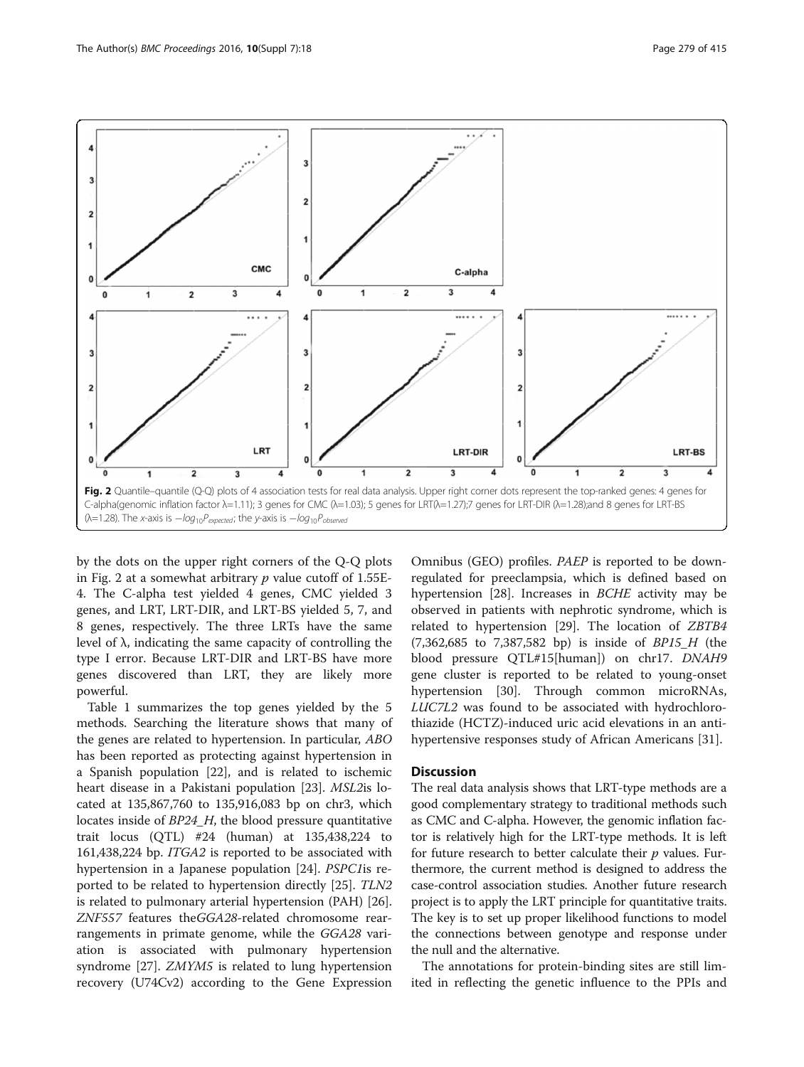Fig. 2 Quantile–quantile (Q-Q) plots of 4 association tests for real data analysis. Upper right corner dots represent the top-ranked genes: 4 genes for C-alpha(genomic inflation factor λ=1.11); 3 genes for CMC (λ=1.03); 5 genes for LRT(λ=1.27);7 genes for LRT-DIR (λ=1.28);and 8 genes for LRT-BS (λ=1.28). The *x*-axis is $-log_{10}P_{expected}$; the *y*-axis is $-log_{10}P_{observed}$

by the dots on the upper right corners of the Q-Q plots in Fig. 2 at a somewhat arbitrary *p* value cutoff of 1.55E-4. The C-alpha test yielded 4 genes, CMC yielded 3 genes, and LRT, LRT-DIR, and LRT-BS yielded 5, 7, and 8 genes, respectively. The three LRTs have the same level of λ, indicating the same capacity of controlling the type I error. Because LRT-DIR and LRT-BS have more genes discovered than LRT, they are likely more powerful.

Table 1 summarizes the top genes yielded by the 5 methods. Searching the literature shows that many of the genes are related to hypertension. In particular, *ABO* has been reported as protecting against hypertension in a Spanish population [22], and is related to ischemic heart disease in a Pakistani population [23]. *MSL2*is located at 135,867,760 to 135,916,083 bp on chr3, which locates inside of *BP24_H*, the blood pressure quantitative trait locus (QTL) #24 (human) at 135,438,224 to 161,438,224 bp. *ITGA2* is reported to be associated with hypertension in a Japanese population [24]. *PSPC1*is reported to be related to hypertension directly [25]. *TLN2* is related to pulmonary arterial hypertension (PAH) [26]. *ZNF557* features the*GGA28*-related chromosome rearrangements in primate genome, while the *GGA28* variation is associated with pulmonary hypertension syndrome [27]. *ZMYM5* is related to lung hypertension recovery (U74Cv2) according to the Gene Expression Omnibus (GEO) profiles. *PAEP* is reported to be down-regulated for preeclampsia, which is defined based on hypertension [28]. Increases in *BCHE* activity may be observed in patients with nephrotic syndrome, which is related to hypertension [29]. The location of *ZBTB4* (7,362,685 to 7,387,582 bp) is inside of *BP15_H* (the blood pressure QTL#15[human]) on chr17. *DNAH9* gene cluster is reported to be related to young-onset hypertension [30]. Through common microRNAs, *LUC7L2* was found to be associated with hydrochlorothiazide (HCTZ)-induced uric acid elevations in an anti-hypertensive responses study of African Americans [31].

## Discussion

The real data analysis shows that LRT-type methods are a good complementary strategy to traditional methods such as CMC and C-alpha. However, the genomic inflation factor is relatively high for the LRT-type methods. It is left for future research to better calculate their *p* values. Furthermore, the current method is designed to address the case-control association studies. Another future research project is to apply the LRT principle for quantitative traits. The key is to set up proper likelihood functions to model the connections between genotype and response under the null and the alternative.

The annotations for protein-binding sites are still limited in reflecting the genetic influence to the PPIs and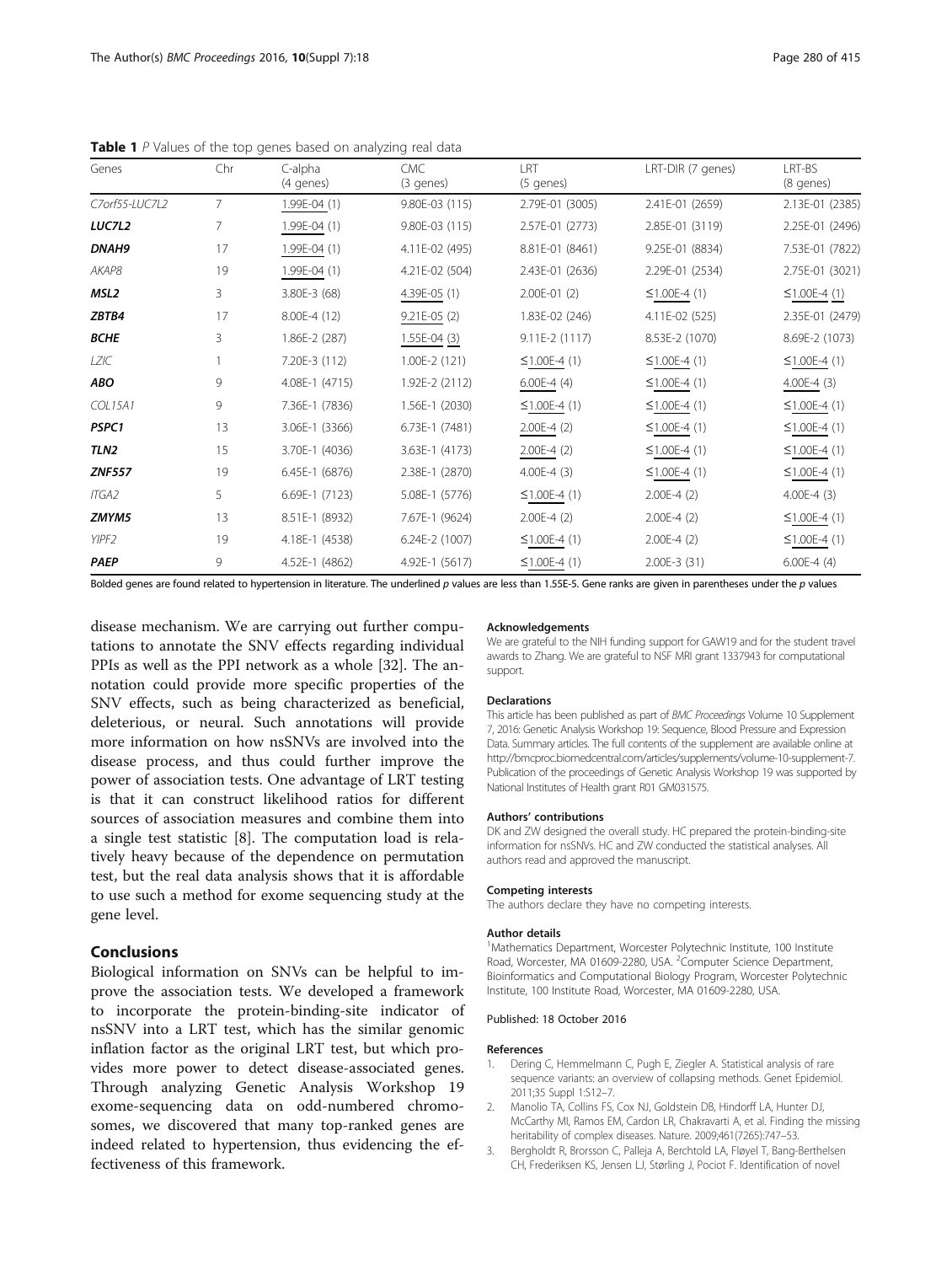**Table 1** *P* Values of the top genes based on analyzing real data

| Genes | Chr | C-alpha (4 genes) | CMC (3 genes) | LRT (5 genes) | LRT-DIR (7 genes) | LRT-BS (8 genes) |
|---|---|---|---|---|---|---|
| *C7orf55-LUC7L2* | 7 | 1.99E-04 (1) | 9.80E-03 (115) | 2.79E-01 (3005) | 2.41E-01 (2659) | 2.13E-01 (2385) |
| ***LUC7L2*** | 7 | 1.99E-04 (1) | 9.80E-03 (115) | 2.57E-01 (2773) | 2.85E-01 (3119) | 2.25E-01 (2496) |
| ***DNAH9*** | 17 | 1.99E-04 (1) | 4.11E-02 (495) | 8.81E-01 (8461) | 9.25E-01 (8834) | 7.53E-01 (7822) |
| *AKAP8* | 19 | 1.99E-04 (1) | 4.21E-02 (504) | 2.43E-01 (2636) | 2.29E-01 (2534) | 2.75E-01 (3021) |
| ***MSL2*** | 3 | 3.80E-3 (68) | 4.39E-05 (1) | 2.00E-01 (2) | ≤1.00E-4 (1) | ≤1.00E-4 (1) |
| ***ZBTB4*** | 17 | 8.00E-4 (12) | 9.21E-05 (2) | 1.83E-02 (246) | 4.11E-02 (525) | 2.35E-01 (2479) |
| ***BCHE*** | 3 | 1.86E-2 (287) | 1.55E-04 (3) | 9.11E-2 (1117) | 8.53E-2 (1070) | 8.69E-2 (1073) |
| *LZIC* | 1 | 7.20E-3 (112) | 1.00E-2 (121) | ≤1.00E-4 (1) | ≤1.00E-4 (1) | ≤1.00E-4 (1) |
| ***ABO*** | 9 | 4.08E-1 (4715) | 1.92E-2 (2112) | 6.00E-4 (4) | ≤1.00E-4 (1) | 4.00E-4 (3) |
| *COL15A1* | 9 | 7.36E-1 (7836) | 1.56E-1 (2030) | ≤1.00E-4 (1) | ≤1.00E-4 (1) | ≤1.00E-4 (1) |
| ***PSPC1*** | 13 | 3.06E-1 (3366) | 6.73E-1 (7481) | 2.00E-4 (2) | ≤1.00E-4 (1) | ≤1.00E-4 (1) |
| ***TLN2*** | 15 | 3.70E-1 (4036) | 3.63E-1 (4173) | 2.00E-4 (2) | ≤1.00E-4 (1) | ≤1.00E-4 (1) |
| ***ZNF557*** | 19 | 6.45E-1 (6876) | 2.38E-1 (2870) | 4.00E-4 (3) | ≤1.00E-4 (1) | ≤1.00E-4 (1) |
| *ITGA2* | 5 | 6.69E-1 (7123) | 5.08E-1 (5776) | ≤1.00E-4 (1) | 2.00E-4 (2) | 4.00E-4 (3) |
| ***ZMYM5*** | 13 | 8.51E-1 (8932) | 7.67E-1 (9624) | 2.00E-4 (2) | 2.00E-4 (2) | ≤1.00E-4 (1) |
| *YIPF2* | 19 | 4.18E-1 (4538) | 6.24E-2 (1007) | ≤1.00E-4 (1) | 2.00E-4 (2) | ≤1.00E-4 (1) |
| ***PAEP*** | 9 | 4.52E-1 (4862) | 4.92E-1 (5617) | ≤1.00E-4 (1) | 2.00E-3 (31) | 6.00E-4 (4) |

Bolded genes are found related to hypertension in literature. The underlined *p* values are less than 1.55E-5. Gene ranks are given in parentheses under the *p* values

disease mechanism. We are carrying out further computations to annotate the SNV effects regarding individual PPIs as well as the PPI network as a whole [32]. The annotation could provide more specific properties of the SNV effects, such as being characterized as beneficial, deleterious, or neural. Such annotations will provide more information on how nsSNVs are involved into the disease process, and thus could further improve the power of association tests. One advantage of LRT testing is that it can construct likelihood ratios for different sources of association measures and combine them into a single test statistic [8]. The computation load is relatively heavy because of the dependence on permutation test, but the real data analysis shows that it is affordable to use such a method for exome sequencing study at the gene level.

## Conclusions

Biological information on SNVs can be helpful to improve the association tests. We developed a framework to incorporate the protein-binding-site indicator of nsSNV into a LRT test, which has the similar genomic inflation factor as the original LRT test, but which provides more power to detect disease-associated genes. Through analyzing Genetic Analysis Workshop 19 exome-sequencing data on odd-numbered chromosomes, we discovered that many top-ranked genes are indeed related to hypertension, thus evidencing the effectiveness of this framework.

#### Acknowledgements

We are grateful to the NIH funding support for GAW19 and for the student travel awards to Zhang. We are grateful to NSF MRI grant 1337943 for computational support.

#### Declarations

This article has been published as part of *BMC Proceedings* Volume 10 Supplement 7, 2016: Genetic Analysis Workshop 19: Sequence, Blood Pressure and Expression Data. Summary articles. The full contents of the supplement are available online at http://bmcproc.biomedcentral.com/articles/supplements/volume-10-supplement-7. Publication of the proceedings of Genetic Analysis Workshop 19 was supported by National Institutes of Health grant R01 GM031575.

#### Authors' contributions

DK and ZW designed the overall study. HC prepared the protein-binding-site information for nsSNVs. HC and ZW conducted the statistical analyses. All authors read and approved the manuscript.

#### Competing interests

The authors declare they have no competing interests.

#### Author details

[1]Mathematics Department, Worcester Polytechnic Institute, 100 Institute Road, Worcester, MA 01609-2280, USA. [2]Computer Science Department, Bioinformatics and Computational Biology Program, Worcester Polytechnic Institute, 100 Institute Road, Worcester, MA 01609-2280, USA.

Published: 18 October 2016

#### References

1. Dering C, Hemmelmann C, Pugh E, Ziegler A. Statistical analysis of rare sequence variants: an overview of collapsing methods. Genet Epidemiol. 2011;35 Suppl 1:S12–7.
2. Manolio TA, Collins FS, Cox NJ, Goldstein DB, Hindorff LA, Hunter DJ, McCarthy MI, Ramos EM, Cardon LR, Chakravarti A, et al. Finding the missing heritability of complex diseases. Nature. 2009;461(7265):747–53.
3. Bergholdt R, Brorsson C, Palleja A, Berchtold LA, Fløyel T, Bang-Berthelsen CH, Frederiksen KS, Jensen LJ, Størling J, Pociot F. Identification of novel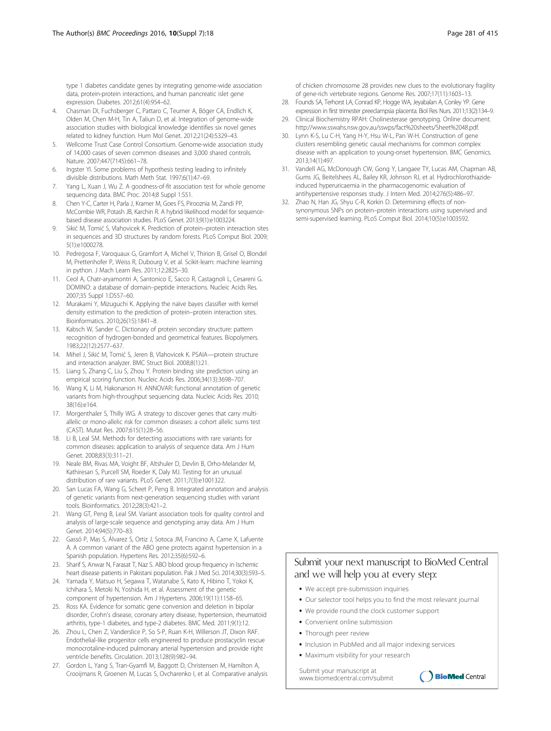type 1 diabetes candidate genes by integrating genome-wide association data, protein-protein interactions, and human pancreatic islet gene expression. Diabetes. 2012;61(4):954–62.

4. Chasman DI, Fuchsberger C, Pattaro C, Teumer A, Böger CA, Endlich K, Olden M, Chen M-H, Tin A, Taliun D, et al. Integration of genome-wide association studies with biological knowledge identifies six novel genes related to kidney function. Hum Mol Genet. 2012;21(24):5329–43.
5. Wellcome Trust Case Control Consortium. Genome-wide association study of 14,000 cases of seven common diseases and 3,000 shared controls. Nature. 2007;447(7145):661–78.
6. Ingster YI. Some problems of hypothesis testing leading to infinitely divisible distributions. Math Meth Stat. 1997;6(1):47–69.
7. Yang L, Xuan J, Wu Z. A goodness-of-fit association test for whole genome sequencing data. BMC Proc. 2014;8 Suppl 1:S51.
8. Chen Y-C, Carter H, Parla J, Kramer M, Goes FS, Pirooznia M, Zandi PP, McCombie WR, Potash JB, Karchin R. A hybrid likelihood model for sequence-based disease association studies. PLoS Genet. 2013;9(1):e1003224.
9. Sikić M, Tomić S, Vlahovicek K. Prediction of protein–protein interaction sites in sequences and 3D structures by random forests. PLoS Comput Biol. 2009; 5(1):e1000278.
10. Pedregosa F, Varoquaux G, Gramfort A, Michel V, Thirion B, Grisel O, Blondel M, Prettenhofer P, Weiss R, Dubourg V, et al. Scikit-learn: machine learning in python. J Mach Learn Res. 2011;12:2825–30.
11. Ceol A, Chatr-aryamontri A, Santonico E, Sacco R, Castagnoli L, Cesareni G. DOMINO: a database of domain–peptide interactions. Nucleic Acids Res. 2007;35 Suppl 1:D557–60.
12. Murakami Y, Mizuguchi K. Applying the naïve bayes classifier with kernel density estimation to the prediction of protein–protein interaction sites. Bioinformatics. 2010;26(15):1841–8.
13. Kabsch W, Sander C. Dictionary of protein secondary structure: pattern recognition of hydrogen-bonded and geometrical features. Biopolymers. 1983;22(12):2577–637.
14. Mihel J, Sikić M, Tomić S, Jeren B, Vlahovicek K. PSAIA—protein structure and interaction analyzer. BMC Struct Biol. 2008;8(1):21.
15. Liang S, Zhang C, Liu S, Zhou Y. Protein binding site prediction using an empirical scoring function. Nucleic Acids Res. 2006;34(13):3698–707.
16. Wang K, Li M, Hakonarson H. ANNOVAR: functional annotation of genetic variants from high-throughput sequencing data. Nucleic Acids Res. 2010; 38(16):e164.
17. Morgenthaler S, Thilly WG. A strategy to discover genes that carry multi-allelic or mono-allelic risk for common diseases: a cohort allelic sums test (CAST). Mutat Res. 2007;615(1):28–56.
18. Li B, Leal SM. Methods for detecting associations with rare variants for common diseases: application to analysis of sequence data. Am J Hum Genet. 2008;83(3):311–21.
19. Neale BM, Rivas MA, Voight BF, Altshuler D, Devlin B, Orho-Melander M, Kathiresan S, Purcell SM, Roeder K, Daly MJ. Testing for an unusual distribution of rare variants. PLoS Genet. 2011;7(3):e1001322.
20. San Lucas FA, Wang G, Scheet P, Peng B. Integrated annotation and analysis of genetic variants from next-generation sequencing studies with variant tools. Bioinformatics. 2012;28(3):421–2.
21. Wang GT, Peng B, Leal SM. Variant association tools for quality control and analysis of large-scale sequence and genotyping array data. Am J Hum Genet. 2014;94(5):770–83.
22. Gassó P, Mas S, Álvarez S, Ortiz J, Sotoca JM, Francino A, Carne X, Lafuente A. A common variant of the ABO gene protects against hypertension in a Spanish population. Hypertens Res. 2012;35(6):592–6.
23. Sharif S, Anwar N, Farasat T, Naz S. ABO blood group frequency in Ischemic heart disease patients in Pakistani population. Pak J Med Sci. 2014;30(3):593–5.
24. Yamada Y, Matsuo H, Segawa T, Watanabe S, Kato K, Hibino T, Yokoi K, Ichihara S, Metoki N, Yoshida H, et al. Assessment of the genetic component of hypertension. Am J Hypertens. 2006;19(11):1158–65.
25. Ross KA. Evidence for somatic gene conversion and deletion in bipolar disorder, Crohn's disease, coronary artery disease, hypertension, rheumatoid arthritis, type-1 diabetes, and type-2 diabetes. BMC Med. 2011;9(1):12.
26. Zhou L, Chen Z, Vanderslice P, So S-P, Ruan K-H, Willerson JT, Dixon RAF. Endothelial-like progenitor cells engineered to produce prostacyclin rescue monocrotaline-induced pulmonary arterial hypertension and provide right ventricle benefits. Circulation. 2013;128(9):982–94.
27. Gordon L, Yang S, Tran-Gyamfi M, Baggott D, Christensen M, Hamilton A, Crooijmans R, Groenen M, Lucas S, Ovcharenko I, et al. Comparative analysis of chicken chromosome 28 provides new clues to the evolutionary fragility of gene-rich vertebrate regions. Genome Res. 2007;17(11):1603–13.
28. Founds SA, Terhorst LA, Conrad KP, Hogge WA, Jeyabalan A, Conley YP. Gene expression in first trimester preeclampsia placenta. Biol Res Nurs. 2011;13(2):134–9.
29. Clinical Biochemistry RPAH: Cholinesterase genotyping. Online document. http://www.sswahs.nsw.gov.au/sswps/fact%20sheets/Sheet%2048.pdf.
30. Lynn K-S, Lu C-H, Yang H-Y, Hsu W-L, Pan W-H. Construction of gene clusters resembling genetic causal mechanisms for common complex disease with an application to young-onset hypertension. BMC Genomics. 2013;14(1):497.
31. Vandell AG, McDonough CW, Gong Y, Langaee TY, Lucas AM, Chapman AB, Gums JG, Beitelshees AL, Bailey KR, Johnson RJ, et al. Hydrochlorothiazide-induced hyperuricaemia in the pharmacogenomic evaluation of antihypertensive responses study. J Intern Med. 2014;276(5):486–97.
32. Zhao N, Han JG, Shyu C-R, Korkin D. Determining effects of non-synonymous SNPs on protein–protein interactions using supervised and semi-supervised learning. PLoS Comput Biol. 2014;10(5):e1003592.

Submit your next manuscript to BioMed Central and we will help you at every step:

- We accept pre-submission inquiries
- Our selector tool helps you to find the most relevant journal
- We provide round the clock customer support
- Convenient online submission
- Thorough peer review
- Inclusion in PubMed and all major indexing services
- Maximum visibility for your research

Submit your manuscript at www.biomedcentral.com/submit